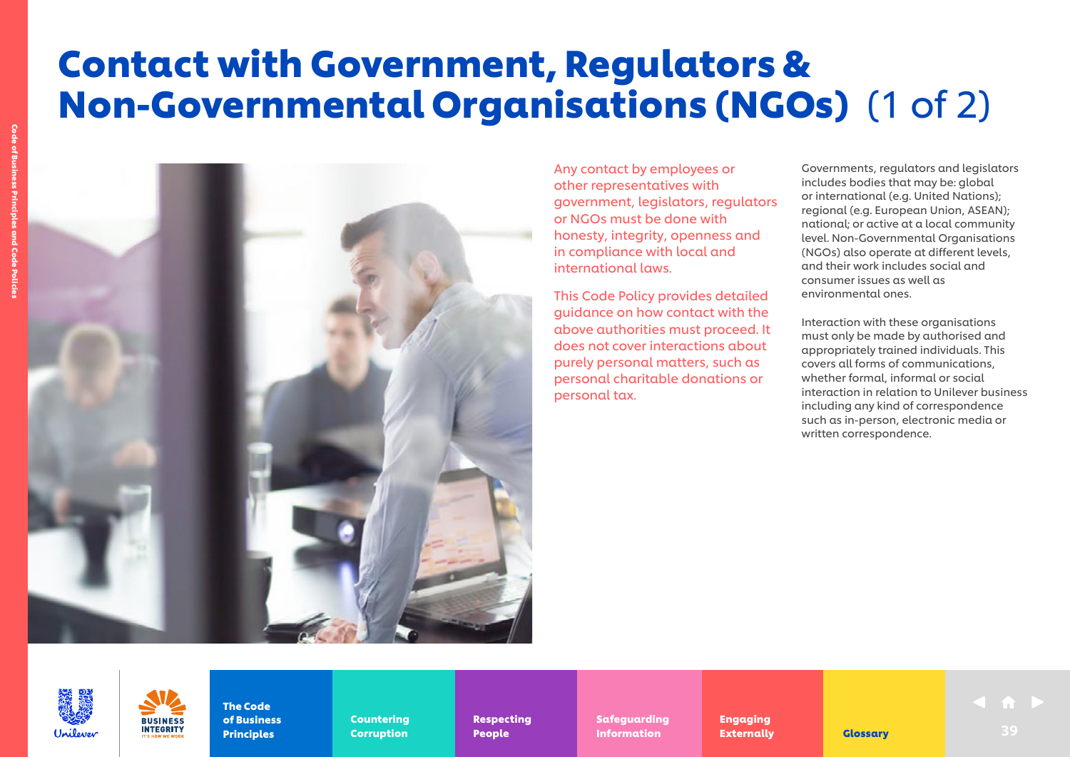# Contact with Government, Regulators & Non-Governmental Organisations (NGOs) (1 of 2)

Any contact by employees or other representatives with government, legislators, regulators or NGOs must be done with honesty, integrity, openness and in compliance with local and international laws.

This Code Policy provides detailed guidance on how contact with the above authorities must proceed. It does not cover interactions about purely personal matters, such as personal charitable donations or personal tax.

Governments, regulators and legislators includes bodies that may be: global or international (e.g. United Nations); regional (e.g. European Union, ASEAN); national; or active at a local community level. Non-Governmental Organisations (NGOs) also operate at different levels, and their work includes social and consumer issues as well as environmental ones.

Interaction with these organisations must only be made by authorised and appropriately trained individuals. This covers all forms of communications, whether formal, informal or social interaction in relation to Unilever business including any kind of correspondence such as in-person, electronic media or written correspondence.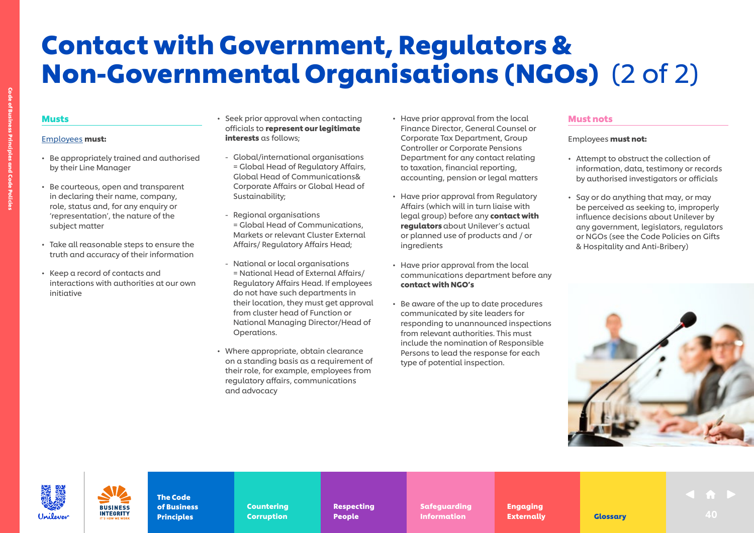# Contact with Government, Regulators & Non-Governmental Organisations (NGOs) (2 of 2)

## Musts

Employees **must:**

- Be appropriately trained and authorised by their Line Manager
- Be courteous, open and transparent in declaring their name, company, role, status and, for any enquiry or 'representation', the nature of the subject matter
- Take all reasonable steps to ensure the truth and accuracy of their information
- Keep a record of contacts and interactions with authorities at our own initiative
- Seek prior approval when contacting officials to **represent our legitimate interests** as follows;
  - Global/international organisations = Global Head of Regulatory Affairs, Global Head of Communications& Corporate Affairs or Global Head of Sustainability;
  - Regional organisations = Global Head of Communications, Markets or relevant Cluster External Affairs/ Regulatory Affairs Head;
  - National or local organisations = National Head of External Affairs/ Regulatory Affairs Head. If employees do not have such departments in their location, they must get approval from cluster head of Function or National Managing Director/Head of Operations.
- Where appropriate, obtain clearance on a standing basis as a requirement of their role, for example, employees from regulatory affairs, communications and advocacy
- Have prior approval from the local Finance Director, General Counsel or Corporate Tax Department, Group Controller or Corporate Pensions Department for any contact relating to taxation, financial reporting, accounting, pension or legal matters
- Have prior approval from Regulatory Affairs (which will in turn liaise with legal group) before any **contact with regulators** about Unilever's actual or planned use of products and / or ingredients
- Have prior approval from the local communications department before any **contact with NGO's**
- Be aware of the up to date procedures communicated by site leaders for responding to unannounced inspections from relevant authorities. This must include the nomination of Responsible Persons to lead the response for each type of potential inspection.

## Must nots

Employees **must not:**

- Attempt to obstruct the collection of information, data, testimony or records by authorised investigators or officials
- Say or do anything that may, or may be perceived as seeking to, improperly influence decisions about Unilever by any government, legislators, regulators or NGOs (see the Code Policies on Gifts & Hospitality and Anti-Bribery)